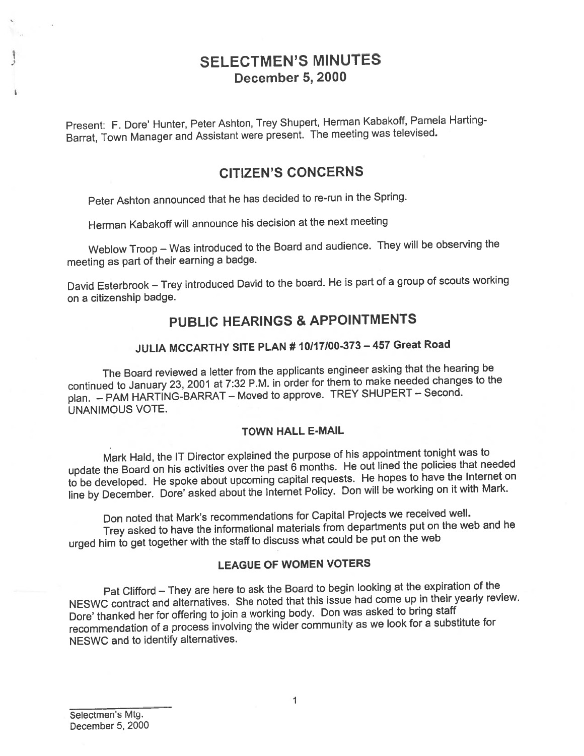# SELECTMEN'S MINUTES
## December 5, 2000

Present: F. Dore' Hunter, Peter Ashton, Trey Shupert, Herman Kabakoff, Pamela Harting-Barrat, Town Manager and Assistant were present. The meeting was televised.

## CITIZEN'S CONCERNS

Peter Ashton announced that he has decided to re-run in the Spring.

Herman Kabakoff will announce his decision at the next meeting

Weblow Troop – Was introduced to the Board and audience. They will be observing the meeting as part of their earning a badge.

David Esterbrook – Trey introduced David to the board. He is part of a group of scouts working on a citizenship badge.

## PUBLIC HEARINGS & APPOINTMENTS

### JULIA MCCARTHY SITE PLAN # 10/17/00-373 – 457 Great Road

The Board reviewed a letter from the applicants engineer asking that the hearing be continued to January 23, 2001 at 7:32 P.M. in order for them to make needed changes to the plan. – PAM HARTING-BARRAT – Moved to approve. TREY SHUPERT – Second. UNANIMOUS VOTE.

### TOWN HALL E-MAIL

Mark Hald, the IT Director explained the purpose of his appointment tonight was to update the Board on his activities over the past 6 months. He out lined the policies that needed to be developed. He spoke about upcoming capital requests. He hopes to have the Internet on line by December. Dore' asked about the Internet Policy. Don will be working on it with Mark.

Don noted that Mark's recommendations for Capital Projects we received well.

Trey asked to have the informational materials from departments put on the web and he urged him to get together with the staff to discuss what could be put on the web

### LEAGUE OF WOMEN VOTERS

Pat Clifford – They are here to ask the Board to begin looking at the expiration of the NESWC contract and alternatives. She noted that this issue had come up in their yearly review. Dore' thanked her for offering to join a working body. Don was asked to bring staff recommendation of a process involving the wider community as we look for a substitute for NESWC and to identify alternatives.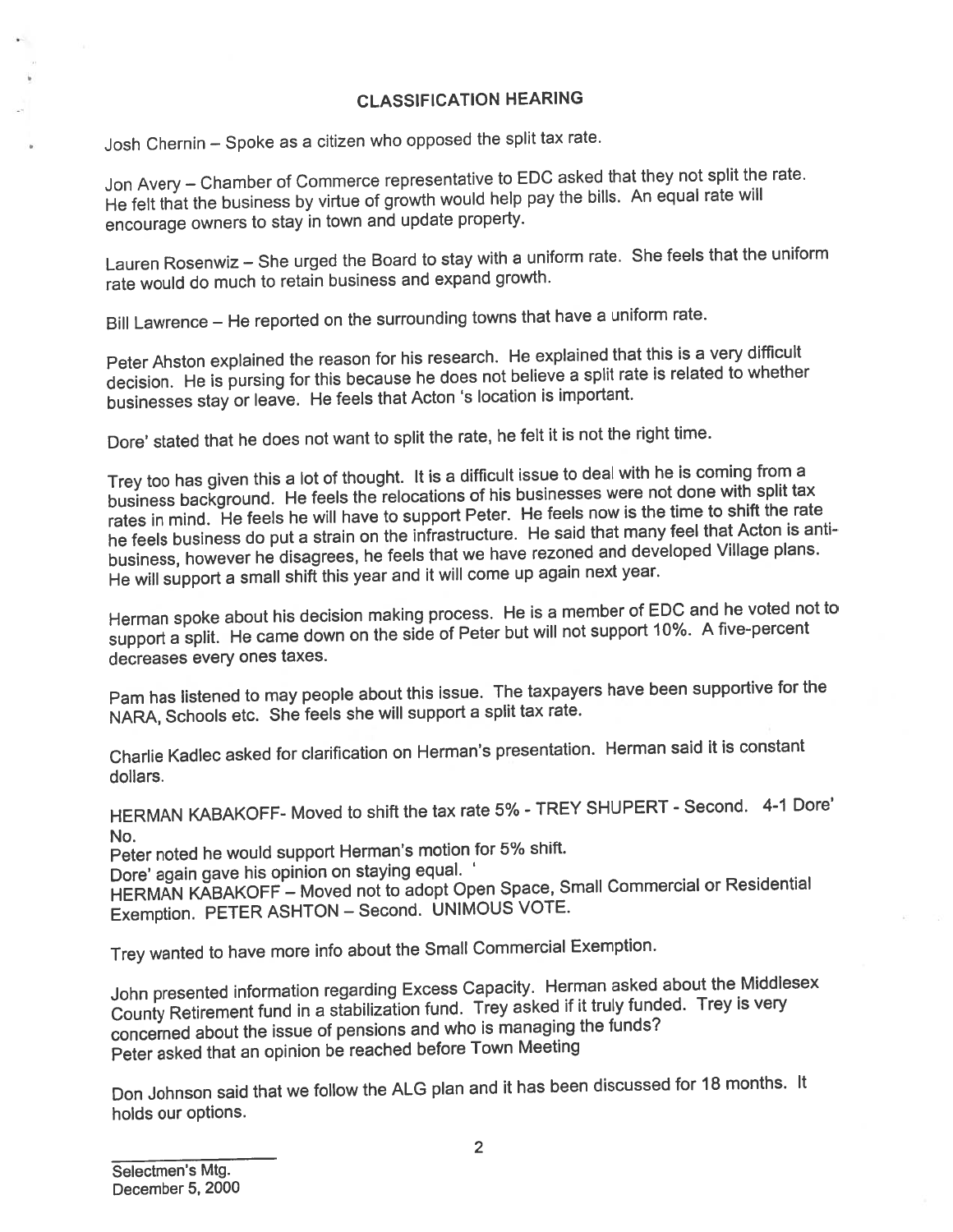## CLASSIFICATION HEARING

Josh Chernin – Spoke as a citizen who opposed the split tax rate.

Jon Avery – Chamber of Commerce representative to EDC asked that they not split the rate. He felt that the business by virtue of growth would help pay the bills. An equal rate will encourage owners to stay in town and update property.

Lauren Rosenwiz – She urged the Board to stay with a uniform rate. She feels that the uniform rate would do much to retain business and expand growth.

Bill Lawrence – He reported on the surrounding towns that have a uniform rate.

Peter Ahston explained the reason for his research. He explained that this is a very difficult decision. He is pursing for this because he does not believe a split rate is related to whether businesses stay or leave. He feels that Acton 's location is important.

Dore' stated that he does not want to split the rate, he felt it is not the right time.

Trey too has given this a lot of thought. It is a difficult issue to deal with he is coming from a business background. He feels the relocations of his businesses were not done with split tax rates in mind. He feels he will have to support Peter. He feels now is the time to shift the rate he feels business do put a strain on the infrastructure. He said that many feel that Acton is anti-business, however he disagrees, he feels that we have rezoned and developed Village plans. He will support a small shift this year and it will come up again next year.

Herman spoke about his decision making process. He is a member of EDC and he voted not to support a split. He came down on the side of Peter but will not support 10%. A five-percent decreases every ones taxes.

Pam has listened to may people about this issue. The taxpayers have been supportive for the NARA, Schools etc. She feels she will support a split tax rate.

Charlie Kadlec asked for clarification on Herman's presentation. Herman said it is constant dollars.

HERMAN KABAKOFF- Moved to shift the tax rate 5% - TREY SHUPERT - Second. 4-1 Dore' No.
Peter noted he would support Herman's motion for 5% shift.
Dore' again gave his opinion on staying equal. '
HERMAN KABAKOFF – Moved not to adopt Open Space, Small Commercial or Residential Exemption. PETER ASHTON – Second. UNIMOUS VOTE.

Trey wanted to have more info about the Small Commercial Exemption.

John presented information regarding Excess Capacity. Herman asked about the Middlesex County Retirement fund in a stabilization fund. Trey asked if it truly funded. Trey is very concerned about the issue of pensions and who is managing the funds?
Peter asked that an opinion be reached before Town Meeting

Don Johnson said that we follow the ALG plan and it has been discussed for 18 months. It holds our options.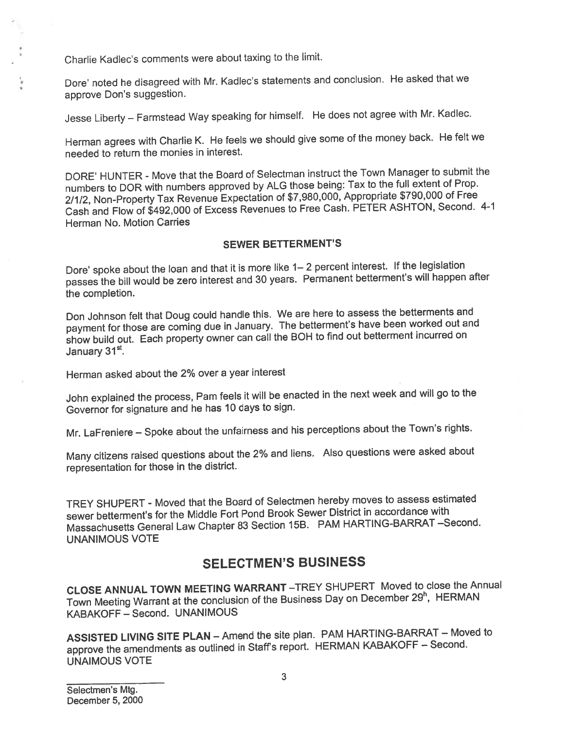Charlie Kadlec's comments were about taxing to the limit.

Dore' noted he disagreed with Mr. Kadlec's statements and conclusion. He asked that we approve Don's suggestion.

Jesse Liberty – Farmstead Way speaking for himself. He does not agree with Mr. Kadlec.

Herman agrees with Charlie K. He feels we should give some of the money back. He felt we needed to return the monies in interest.

DORE' HUNTER - Move that the Board of Selectman instruct the Town Manager to submit the numbers to DOR with numbers approved by ALG those being: Tax to the full extent of Prop. 2/1/2, Non-Property Tax Revenue Expectation of $7,980,000, Appropriate $790,000 of Free Cash and Flow of $492,000 of Excess Revenues to Free Cash. PETER ASHTON, Second. 4-1 Herman No. Motion Carries

## SEWER BETTERMENT'S

Dore' spoke about the loan and that it is more like 1– 2 percent interest. If the legislation passes the bill would be zero interest and 30 years. Permanent betterment's will happen after the completion.

Don Johnson felt that Doug could handle this. We are here to assess the betterments and payment for those are coming due in January. The betterment's have been worked out and show build out. Each property owner can call the BOH to find out betterment incurred on January 31st.

Herman asked about the 2% over a year interest

John explained the process, Pam feels it will be enacted in the next week and will go to the Governor for signature and he has 10 days to sign.

Mr. LaFreniere – Spoke about the unfairness and his perceptions about the Town's rights.

Many citizens raised questions about the 2% and liens. Also questions were asked about representation for those in the district.

TREY SHUPERT - Moved that the Board of Selectmen hereby moves to assess estimated sewer betterment's for the Middle Fort Pond Brook Sewer District in accordance with Massachusetts General Law Chapter 83 Section 15B. PAM HARTING-BARRAT –Second. UNANIMOUS VOTE

# SELECTMEN'S BUSINESS

**CLOSE ANNUAL TOWN MEETING WARRANT** –TREY SHUPERT Moved to close the Annual Town Meeting Warrant at the conclusion of the Business Day on December 29h, HERMAN KABAKOFF – Second. UNANIMOUS

**ASSISTED LIVING SITE PLAN** – Amend the site plan. PAM HARTING-BARRAT – Moved to approve the amendments as outlined in Staff's report. HERMAN KABAKOFF – Second. UNAIMOUS VOTE

Selectmen's Mtg.
December 5, 2000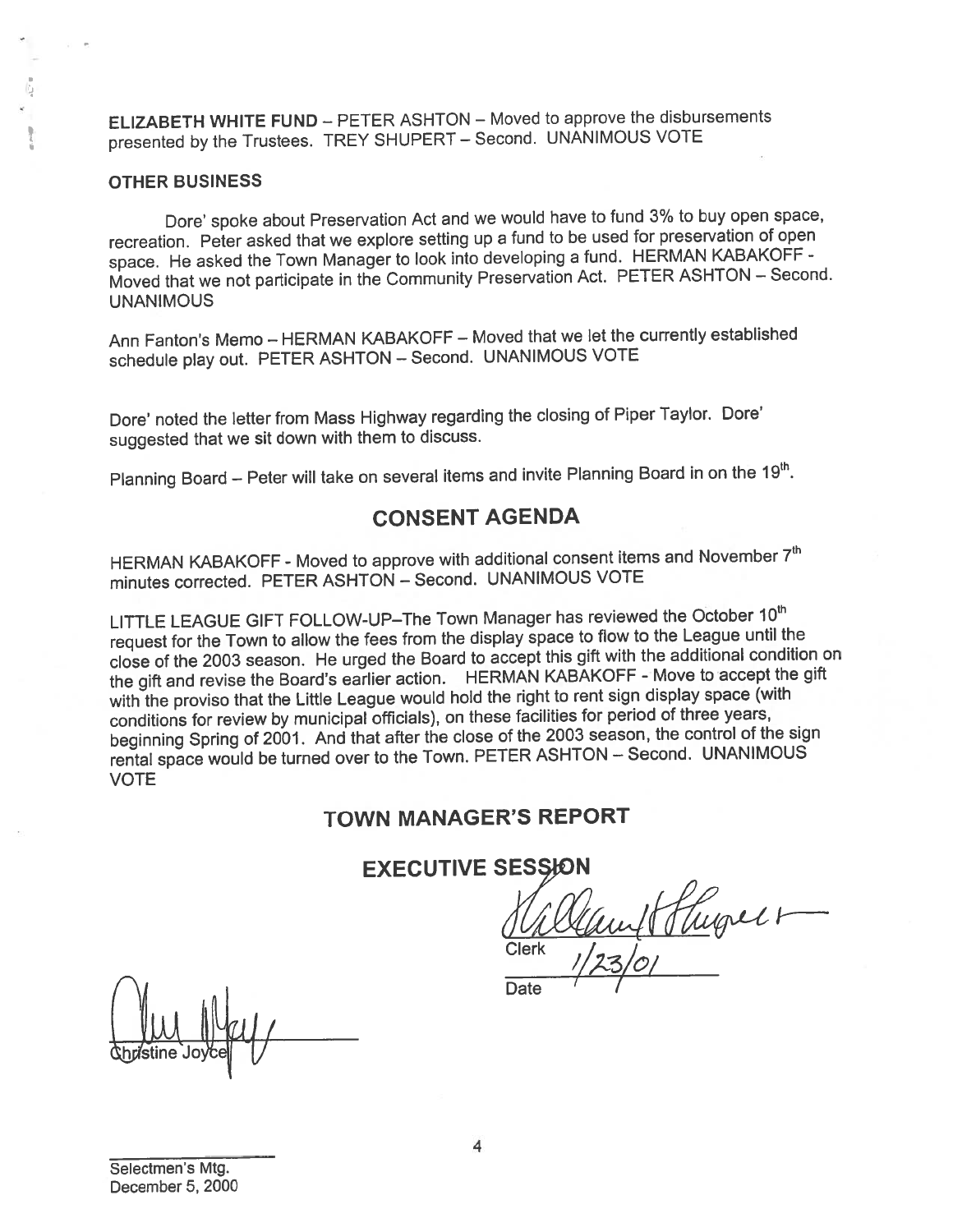ELIZABETH WHITE FUND – PETER ASHTON – Moved to approve the disbursements presented by the Trustees. TREY SHUPERT – Second. UNANIMOUS VOTE

**OTHER BUSINESS**

Dore' spoke about Preservation Act and we would have to fund 3% to buy open space, recreation. Peter asked that we explore setting up a fund to be used for preservation of open space. He asked the Town Manager to look into developing a fund. HERMAN KABAKOFF - Moved that we not participate in the Community Preservation Act. PETER ASHTON – Second. UNANIMOUS

Ann Fanton's Memo – HERMAN KABAKOFF – Moved that we let the currently established schedule play out. PETER ASHTON – Second. UNANIMOUS VOTE

Dore' noted the letter from Mass Highway regarding the closing of Piper Taylor. Dore' suggested that we sit down with them to discuss.

Planning Board – Peter will take on several items and invite Planning Board in on the 19th.

## CONSENT AGENDA

HERMAN KABAKOFF - Moved to approve with additional consent items and November 7th minutes corrected. PETER ASHTON – Second. UNANIMOUS VOTE

LITTLE LEAGUE GIFT FOLLOW-UP–The Town Manager has reviewed the October 10th request for the Town to allow the fees from the display space to flow to the League until the close of the 2003 season. He urged the Board to accept this gift with the additional condition on the gift and revise the Board's earlier action. HERMAN KABAKOFF - Move to accept the gift with the proviso that the Little League would hold the right to rent sign display space (with conditions for review by municipal officials), on these facilities for period of three years, beginning Spring of 2001. And that after the close of the 2003 season, the control of the sign rental space would be turned over to the Town. PETER ASHTON – Second. UNANIMOUS VOTE

## TOWN MANAGER'S REPORT

## EXECUTIVE SESSION

Clerk

1/23/01

Date

Christine Joyce

Selectmen's Mtg.
December 5, 2000